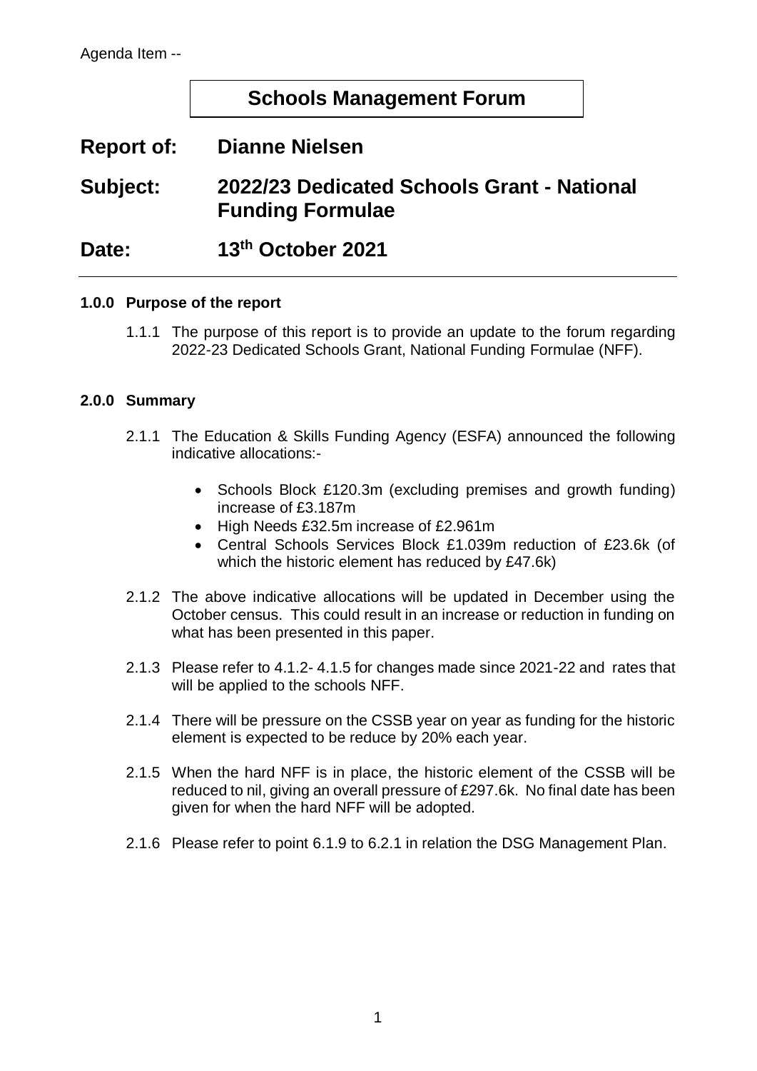Agenda Item --

# Schools Management Forum

**Report of:** Dianne Nielsen

**Subject:** 2022/23 Dedicated Schools Grant - National Funding Formulae

**Date:** 13th October 2021

---

### 1.0.0 Purpose of the report

1.1.1 The purpose of this report is to provide an update to the forum regarding 2022-23 Dedicated Schools Grant, National Funding Formulae (NFF).

### 2.0.0 Summary

2.1.1 The Education & Skills Funding Agency (ESFA) announced the following indicative allocations:-

- Schools Block £120.3m (excluding premises and growth funding) increase of £3.187m
- High Needs £32.5m increase of £2.961m
- Central Schools Services Block £1.039m reduction of £23.6k (of which the historic element has reduced by £47.6k)

2.1.2 The above indicative allocations will be updated in December using the October census. This could result in an increase or reduction in funding on what has been presented in this paper.

2.1.3 Please refer to 4.1.2- 4.1.5 for changes made since 2021-22 and rates that will be applied to the schools NFF.

2.1.4 There will be pressure on the CSSB year on year as funding for the historic element is expected to be reduce by 20% each year.

2.1.5 When the hard NFF is in place, the historic element of the CSSB will be reduced to nil, giving an overall pressure of £297.6k. No final date has been given for when the hard NFF will be adopted.

2.1.6 Please refer to point 6.1.9 to 6.2.1 in relation the DSG Management Plan.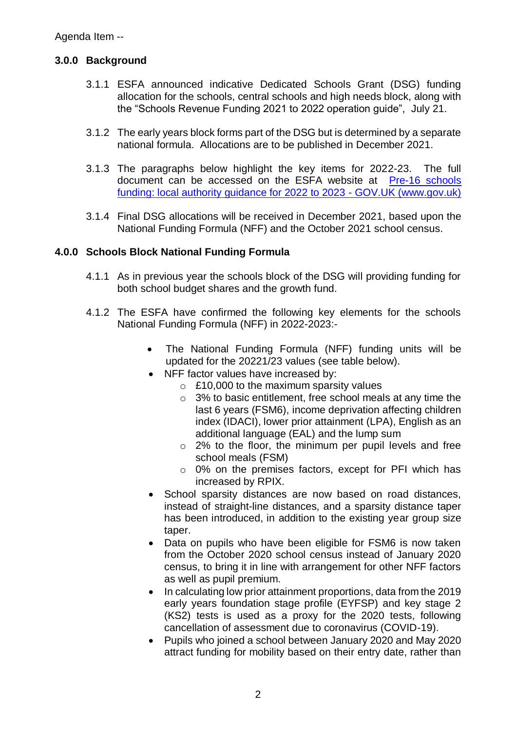Agenda Item --

## 3.0.0 Background

3.1.1 ESFA announced indicative Dedicated Schools Grant (DSG) funding allocation for the schools, central schools and high needs block, along with the "Schools Revenue Funding 2021 to 2022 operation guide", July 21.

3.1.2 The early years block forms part of the DSG but is determined by a separate national formula. Allocations are to be published in December 2021.

3.1.3 The paragraphs below highlight the key items for 2022-23. The full document can be accessed on the ESFA website at [Pre-16 schools funding: local authority guidance for 2022 to 2023 - GOV.UK (www.gov.uk)]

3.1.4 Final DSG allocations will be received in December 2021, based upon the National Funding Formula (NFF) and the October 2021 school census.

## 4.0.0 Schools Block National Funding Formula

4.1.1 As in previous year the schools block of the DSG will providing funding for both school budget shares and the growth fund.

4.1.2 The ESFA have confirmed the following key elements for the schools National Funding Formula (NFF) in 2022-2023:-

- The National Funding Formula (NFF) funding units will be updated for the 20221/23 values (see table below).
- NFF factor values have increased by:
  - £10,000 to the maximum sparsity values
  - 3% to basic entitlement, free school meals at any time the last 6 years (FSM6), income deprivation affecting children index (IDACI), lower prior attainment (LPA), English as an additional language (EAL) and the lump sum
  - 2% to the floor, the minimum per pupil levels and free school meals (FSM)
  - 0% on the premises factors, except for PFI which has increased by RPIX.
- School sparsity distances are now based on road distances, instead of straight-line distances, and a sparsity distance taper has been introduced, in addition to the existing year group size taper.
- Data on pupils who have been eligible for FSM6 is now taken from the October 2020 school census instead of January 2020 census, to bring it in line with arrangement for other NFF factors as well as pupil premium.
- In calculating low prior attainment proportions, data from the 2019 early years foundation stage profile (EYFSP) and key stage 2 (KS2) tests is used as a proxy for the 2020 tests, following cancellation of assessment due to coronavirus (COVID-19).
- Pupils who joined a school between January 2020 and May 2020 attract funding for mobility based on their entry date, rather than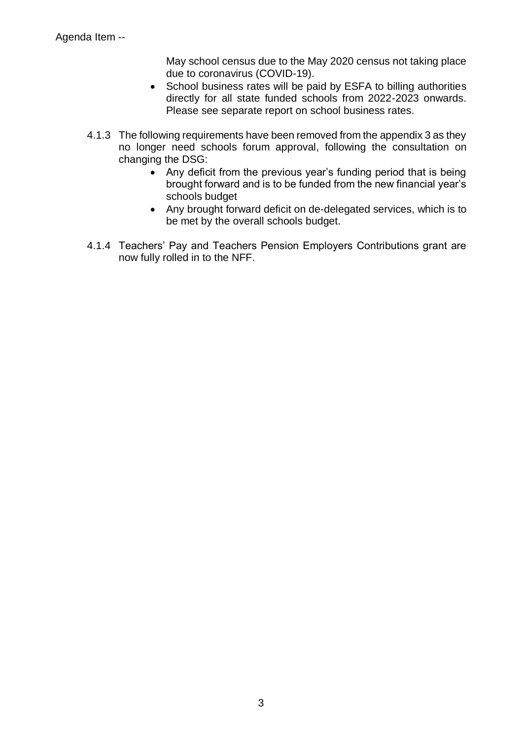May school census due to the May 2020 census not taking place due to coronavirus (COVID-19).

- School business rates will be paid by ESFA to billing authorities directly for all state funded schools from 2022-2023 onwards. Please see separate report on school business rates.

4.1.3 The following requirements have been removed from the appendix 3 as they no longer need schools forum approval, following the consultation on changing the DSG:

- Any deficit from the previous year's funding period that is being brought forward and is to be funded from the new financial year's schools budget
- Any brought forward deficit on de-delegated services, which is to be met by the overall schools budget.

4.1.4 Teachers' Pay and Teachers Pension Employers Contributions grant are now fully rolled in to the NFF.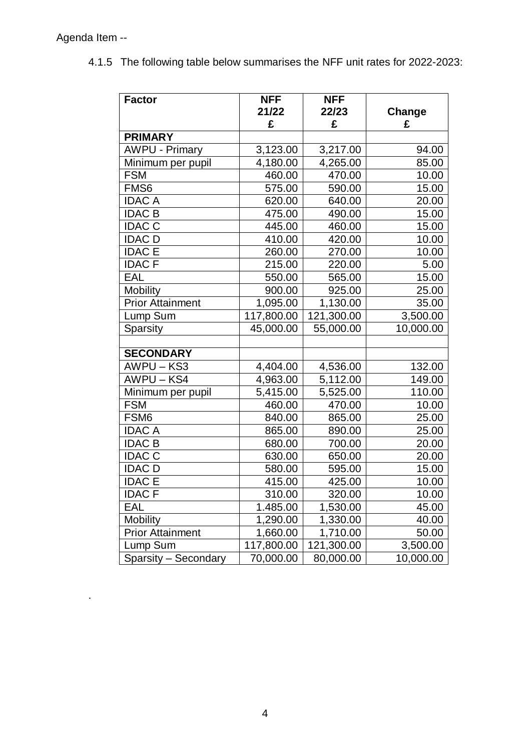Agenda Item --

4.1.5 The following table below summarises the NFF unit rates for 2022-2023:

| Factor | NFF 21/22 £ | NFF 22/23 £ | Change £ |
|---|---|---|---|
| **PRIMARY** | | | |
| AWPU - Primary | 3,123.00 | 3,217.00 | 94.00 |
| Minimum per pupil | 4,180.00 | 4,265.00 | 85.00 |
| FSM | 460.00 | 470.00 | 10.00 |
| FMS6 | 575.00 | 590.00 | 15.00 |
| IDAC A | 620.00 | 640.00 | 20.00 |
| IDAC B | 475.00 | 490.00 | 15.00 |
| IDAC C | 445.00 | 460.00 | 15.00 |
| IDAC D | 410.00 | 420.00 | 10.00 |
| IDAC E | 260.00 | 270.00 | 10.00 |
| IDAC F | 215.00 | 220.00 | 5.00 |
| EAL | 550.00 | 565.00 | 15.00 |
| Mobility | 900.00 | 925.00 | 25.00 |
| Prior Attainment | 1,095.00 | 1,130.00 | 35.00 |
| Lump Sum | 117,800.00 | 121,300.00 | 3,500.00 |
| Sparsity | 45,000.00 | 55,000.00 | 10,000.00 |
| | | | |
| **SECONDARY** | | | |
| AWPU – KS3 | 4,404.00 | 4,536.00 | 132.00 |
| AWPU – KS4 | 4,963.00 | 5,112.00 | 149.00 |
| Minimum per pupil | 5,415.00 | 5,525.00 | 110.00 |
| FSM | 460.00 | 470.00 | 10.00 |
| FSM6 | 840.00 | 865.00 | 25.00 |
| IDAC A | 865.00 | 890.00 | 25.00 |
| IDAC B | 680.00 | 700.00 | 20.00 |
| IDAC C | 630.00 | 650.00 | 20.00 |
| IDAC D | 580.00 | 595.00 | 15.00 |
| IDAC E | 415.00 | 425.00 | 10.00 |
| IDAC F | 310.00 | 320.00 | 10.00 |
| EAL | 1.485.00 | 1,530.00 | 45.00 |
| Mobility | 1,290.00 | 1,330.00 | 40.00 |
| Prior Attainment | 1,660.00 | 1,710.00 | 50.00 |
| Lump Sum | 117,800.00 | 121,300.00 | 3,500.00 |
| Sparsity – Secondary | 70,000.00 | 80,000.00 | 10,000.00 |

.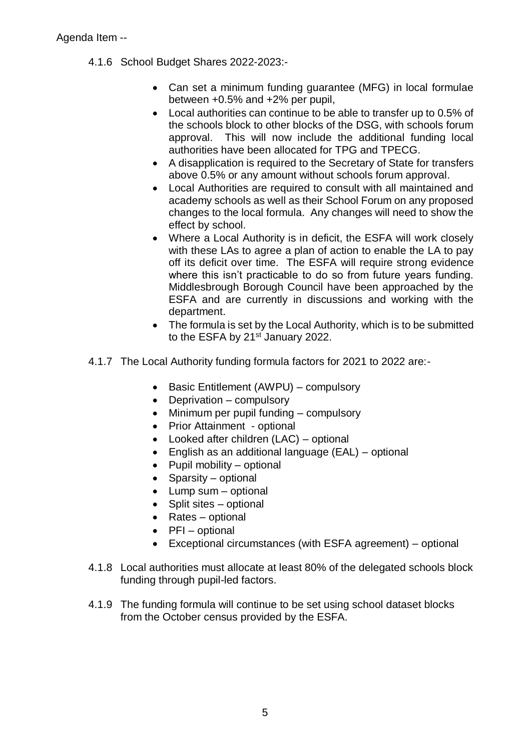Agenda Item --

4.1.6 School Budget Shares 2022-2023:-

- Can set a minimum funding guarantee (MFG) in local formulae between +0.5% and +2% per pupil,
- Local authorities can continue to be able to transfer up to 0.5% of the schools block to other blocks of the DSG, with schools forum approval. This will now include the additional funding local authorities have been allocated for TPG and TPECG.
- A disapplication is required to the Secretary of State for transfers above 0.5% or any amount without schools forum approval.
- Local Authorities are required to consult with all maintained and academy schools as well as their School Forum on any proposed changes to the local formula. Any changes will need to show the effect by school.
- Where a Local Authority is in deficit, the ESFA will work closely with these LAs to agree a plan of action to enable the LA to pay off its deficit over time. The ESFA will require strong evidence where this isn't practicable to do so from future years funding. Middlesbrough Borough Council have been approached by the ESFA and are currently in discussions and working with the department.
- The formula is set by the Local Authority, which is to be submitted to the ESFA by 21st January 2022.

4.1.7 The Local Authority funding formula factors for 2021 to 2022 are:-

- Basic Entitlement (AWPU) – compulsory
- Deprivation – compulsory
- Minimum per pupil funding – compulsory
- Prior Attainment - optional
- Looked after children (LAC) – optional
- English as an additional language (EAL) – optional
- Pupil mobility – optional
- Sparsity – optional
- Lump sum – optional
- Split sites – optional
- Rates – optional
- PFI – optional
- Exceptional circumstances (with ESFA agreement) – optional

4.1.8 Local authorities must allocate at least 80% of the delegated schools block funding through pupil-led factors.

4.1.9 The funding formula will continue to be set using school dataset blocks from the October census provided by the ESFA.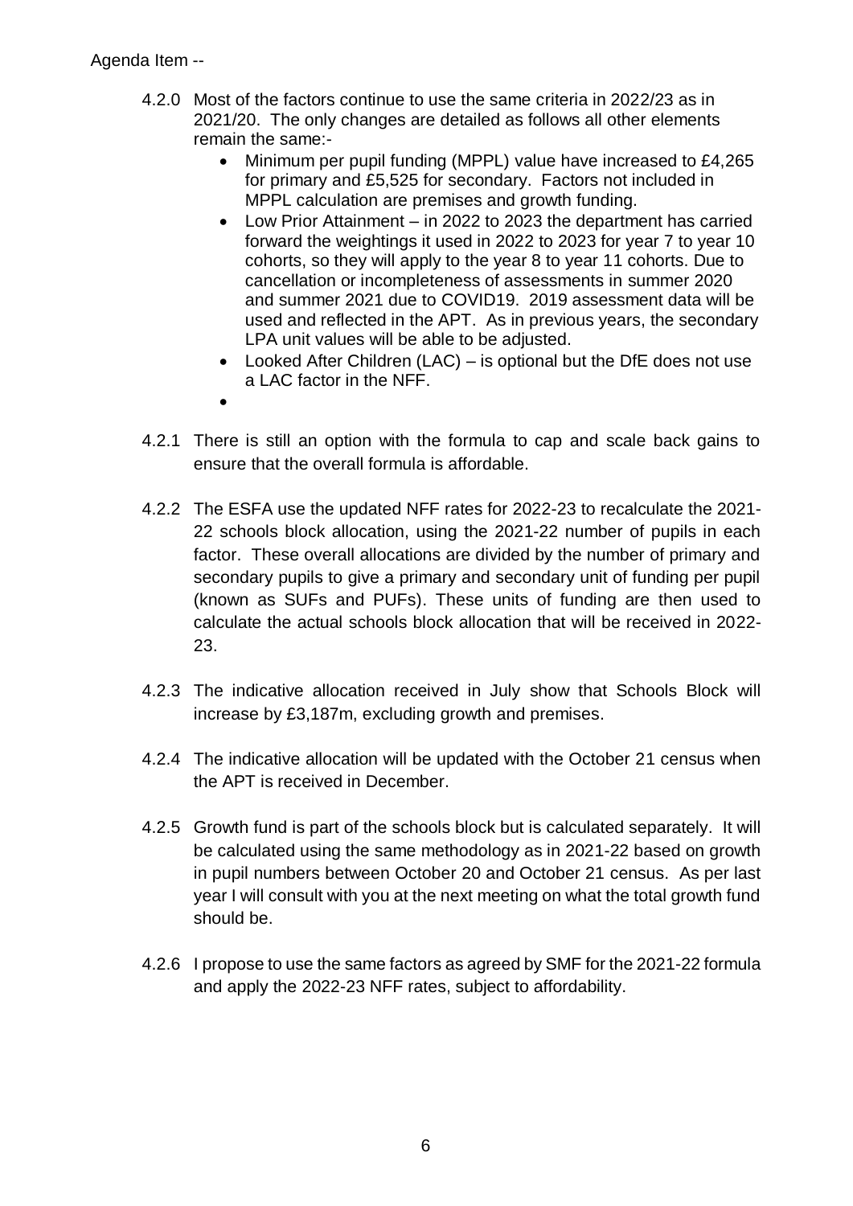Agenda Item --

4.2.0 Most of the factors continue to use the same criteria in 2022/23 as in 2021/20. The only changes are detailed as follows all other elements remain the same:-

- Minimum per pupil funding (MPPL) value have increased to £4,265 for primary and £5,525 for secondary. Factors not included in MPPL calculation are premises and growth funding.
- Low Prior Attainment – in 2022 to 2023 the department has carried forward the weightings it used in 2022 to 2023 for year 7 to year 10 cohorts, so they will apply to the year 8 to year 11 cohorts. Due to cancellation or incompleteness of assessments in summer 2020 and summer 2021 due to COVID19. 2019 assessment data will be used and reflected in the APT. As in previous years, the secondary LPA unit values will be able to be adjusted.
- Looked After Children (LAC) – is optional but the DfE does not use a LAC factor in the NFF.
-

4.2.1 There is still an option with the formula to cap and scale back gains to ensure that the overall formula is affordable.

4.2.2 The ESFA use the updated NFF rates for 2022-23 to recalculate the 2021-22 schools block allocation, using the 2021-22 number of pupils in each factor. These overall allocations are divided by the number of primary and secondary pupils to give a primary and secondary unit of funding per pupil (known as SUFs and PUFs). These units of funding are then used to calculate the actual schools block allocation that will be received in 2022-23.

4.2.3 The indicative allocation received in July show that Schools Block will increase by £3,187m, excluding growth and premises.

4.2.4 The indicative allocation will be updated with the October 21 census when the APT is received in December.

4.2.5 Growth fund is part of the schools block but is calculated separately. It will be calculated using the same methodology as in 2021-22 based on growth in pupil numbers between October 20 and October 21 census. As per last year I will consult with you at the next meeting on what the total growth fund should be.

4.2.6 I propose to use the same factors as agreed by SMF for the 2021-22 formula and apply the 2022-23 NFF rates, subject to affordability.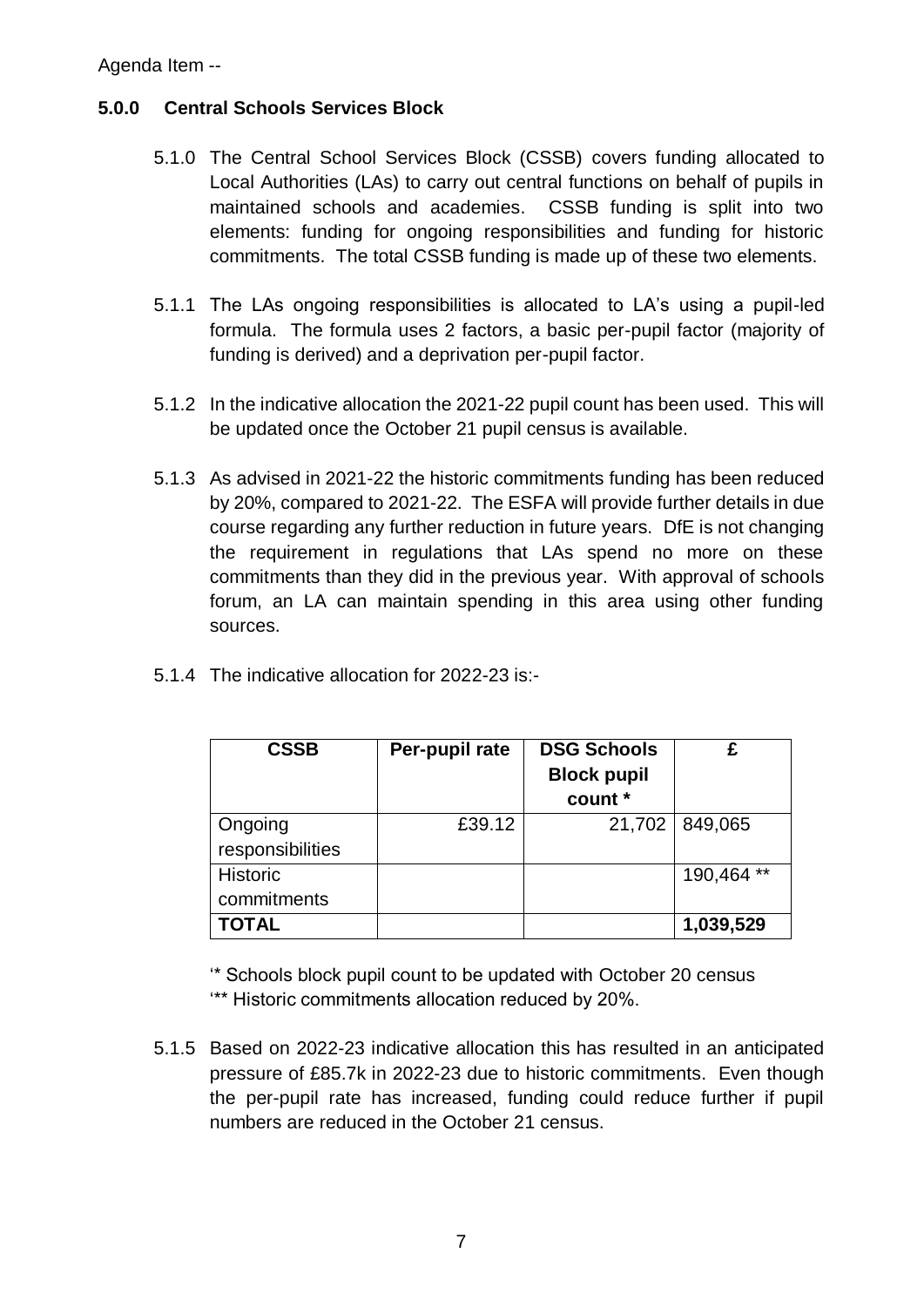Agenda Item --

## 5.0.0 Central Schools Services Block

5.1.0 The Central School Services Block (CSSB) covers funding allocated to Local Authorities (LAs) to carry out central functions on behalf of pupils in maintained schools and academies. CSSB funding is split into two elements: funding for ongoing responsibilities and funding for historic commitments. The total CSSB funding is made up of these two elements.

5.1.1 The LAs ongoing responsibilities is allocated to LA's using a pupil-led formula. The formula uses 2 factors, a basic per-pupil factor (majority of funding is derived) and a deprivation per-pupil factor.

5.1.2 In the indicative allocation the 2021-22 pupil count has been used. This will be updated once the October 21 pupil census is available.

5.1.3 As advised in 2021-22 the historic commitments funding has been reduced by 20%, compared to 2021-22. The ESFA will provide further details in due course regarding any further reduction in future years. DfE is not changing the requirement in regulations that LAs spend no more on these commitments than they did in the previous year. With approval of schools forum, an LA can maintain spending in this area using other funding sources.

5.1.4 The indicative allocation for 2022-23 is:-

| CSSB | Per-pupil rate | DSG Schools Block pupil count * | £ |
|---|---|---|---|
| Ongoing responsibilities | £39.12 | 21,702 | 849,065 |
| Historic commitments | | | 190,464 ** |
| **TOTAL** | | | **1,039,529** |

'* Schools block pupil count to be updated with October 20 census
'** Historic commitments allocation reduced by 20%.

5.1.5 Based on 2022-23 indicative allocation this has resulted in an anticipated pressure of £85.7k in 2022-23 due to historic commitments. Even though the per-pupil rate has increased, funding could reduce further if pupil numbers are reduced in the October 21 census.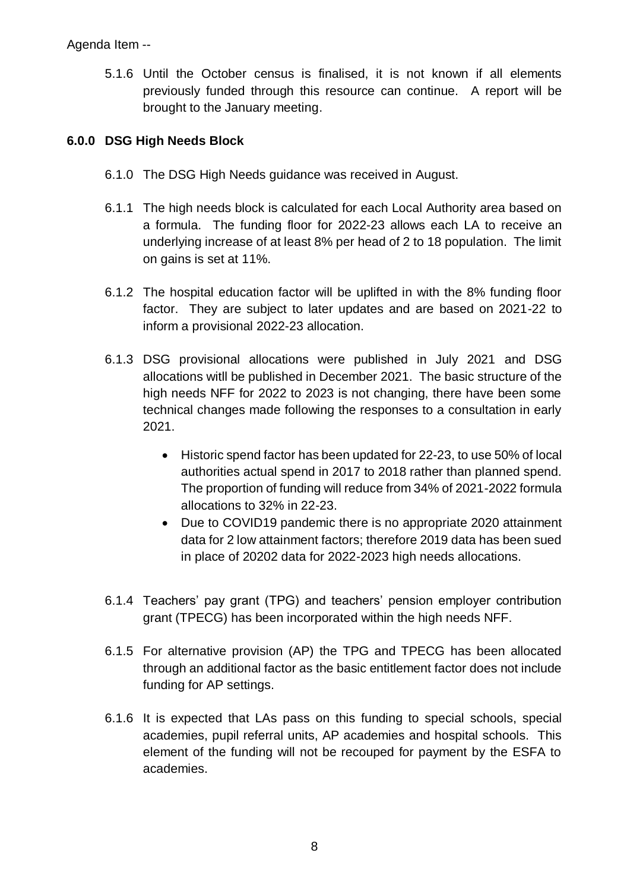5.1.6 Until the October census is finalised, it is not known if all elements previously funded through this resource can continue. A report will be brought to the January meeting.

## 6.0.0 DSG High Needs Block

6.1.0 The DSG High Needs guidance was received in August.

6.1.1 The high needs block is calculated for each Local Authority area based on a formula. The funding floor for 2022-23 allows each LA to receive an underlying increase of at least 8% per head of 2 to 18 population. The limit on gains is set at 11%.

6.1.2 The hospital education factor will be uplifted in with the 8% funding floor factor. They are subject to later updates and are based on 2021-22 to inform a provisional 2022-23 allocation.

6.1.3 DSG provisional allocations were published in July 2021 and DSG allocations witll be published in December 2021. The basic structure of the high needs NFF for 2022 to 2023 is not changing, there have been some technical changes made following the responses to a consultation in early 2021.

- Historic spend factor has been updated for 22-23, to use 50% of local authorities actual spend in 2017 to 2018 rather than planned spend. The proportion of funding will reduce from 34% of 2021-2022 formula allocations to 32% in 22-23.
- Due to COVID19 pandemic there is no appropriate 2020 attainment data for 2 low attainment factors; therefore 2019 data has been sued in place of 20202 data for 2022-2023 high needs allocations.

6.1.4 Teachers' pay grant (TPG) and teachers' pension employer contribution grant (TPECG) has been incorporated within the high needs NFF.

6.1.5 For alternative provision (AP) the TPG and TPECG has been allocated through an additional factor as the basic entitlement factor does not include funding for AP settings.

6.1.6 It is expected that LAs pass on this funding to special schools, special academies, pupil referral units, AP academies and hospital schools. This element of the funding will not be recouped for payment by the ESFA to academies.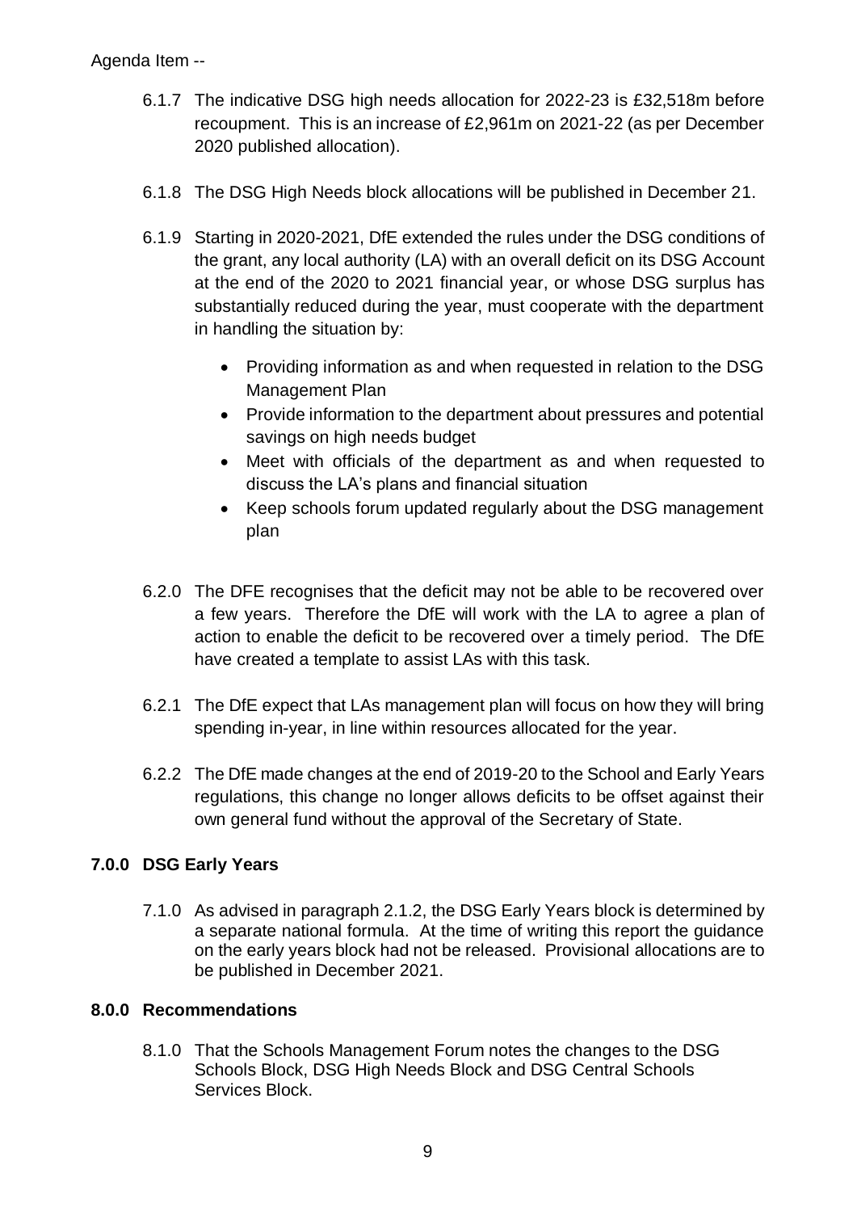Agenda Item --

6.1.7 The indicative DSG high needs allocation for 2022-23 is £32,518m before recoupment. This is an increase of £2,961m on 2021-22 (as per December 2020 published allocation).

6.1.8 The DSG High Needs block allocations will be published in December 21.

6.1.9 Starting in 2020-2021, DfE extended the rules under the DSG conditions of the grant, any local authority (LA) with an overall deficit on its DSG Account at the end of the 2020 to 2021 financial year, or whose DSG surplus has substantially reduced during the year, must cooperate with the department in handling the situation by:

- Providing information as and when requested in relation to the DSG Management Plan
- Provide information to the department about pressures and potential savings on high needs budget
- Meet with officials of the department as and when requested to discuss the LA's plans and financial situation
- Keep schools forum updated regularly about the DSG management plan

6.2.0 The DFE recognises that the deficit may not be able to be recovered over a few years. Therefore the DfE will work with the LA to agree a plan of action to enable the deficit to be recovered over a timely period. The DfE have created a template to assist LAs with this task.

6.2.1 The DfE expect that LAs management plan will focus on how they will bring spending in-year, in line within resources allocated for the year.

6.2.2 The DfE made changes at the end of 2019-20 to the School and Early Years regulations, this change no longer allows deficits to be offset against their own general fund without the approval of the Secretary of State.

## 7.0.0 DSG Early Years

7.1.0 As advised in paragraph 2.1.2, the DSG Early Years block is determined by a separate national formula. At the time of writing this report the guidance on the early years block had not be released. Provisional allocations are to be published in December 2021.

## 8.0.0 Recommendations

8.1.0 That the Schools Management Forum notes the changes to the DSG Schools Block, DSG High Needs Block and DSG Central Schools Services Block.